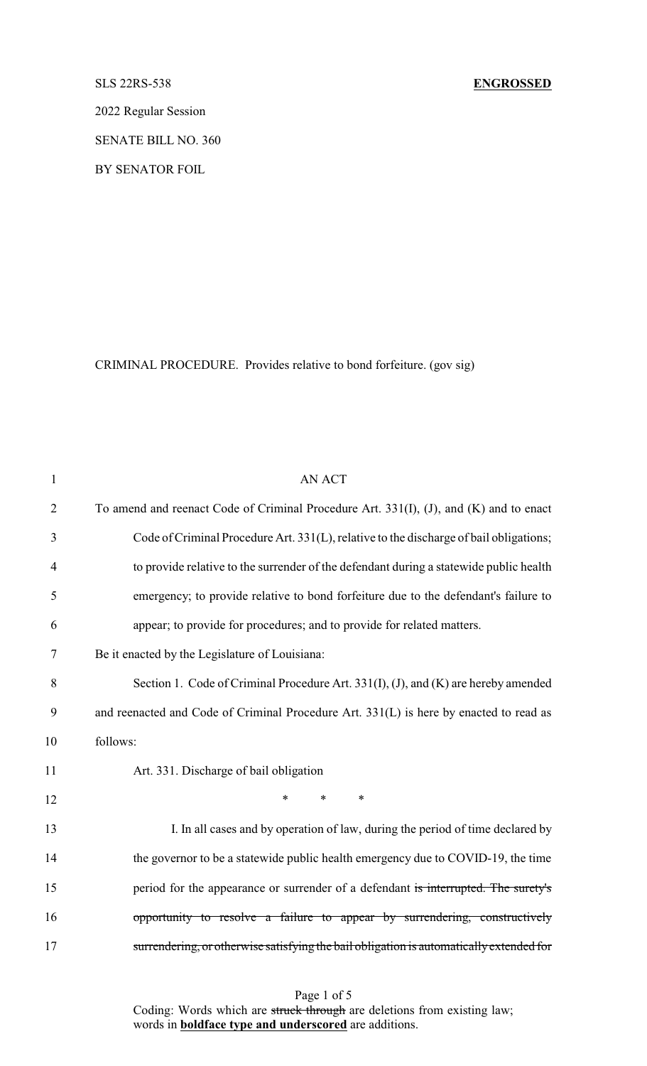SLS 22RS-538 **ENGROSSED**

2022 Regular Session

SENATE BILL NO. 360

BY SENATOR FOIL

CRIMINAL PROCEDURE. Provides relative to bond forfeiture. (gov sig)

AN ACT

To amend and reenact Code of Criminal Procedure Art. 331(I), (J), and (K) and to enact Code of Criminal Procedure Art. 331(L), relative to the discharge of bail obligations; to provide relative to the surrender of the defendant during a statewide public health emergency; to provide relative to bond forfeiture due to the defendant's failure to appear; to provide for procedures; and to provide for related matters.

Be it enacted by the Legislature of Louisiana:

Section 1. Code of Criminal Procedure Art. 331(I), (J), and (K) are hereby amended and reenacted and Code of Criminal Procedure Art. 331(L) is here by enacted to read as follows:

Art. 331. Discharge of bail obligation

\* \* \*

I. In all cases and by operation of law, during the period of time declared by the governor to be a statewide public health emergency due to COVID-19, the time period for the appearance or surrender of a defendant ~~is interrupted. The surety's opportunity to resolve a failure to appear by surrendering, constructively surrendering, or otherwise satisfying the bail obligation is automatically extended for~~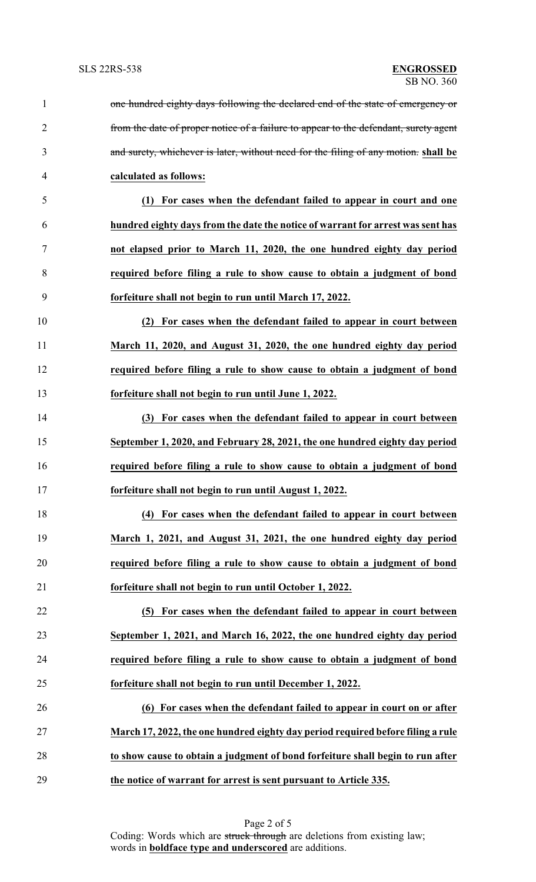~~one hundred eighty days following the declared end of the state of emergency or from the date of proper notice of a failure to appear to the defendant, surety agent and surety, whichever is later, without need for the filing of any motion.~~ **shall be calculated as follows:**

**(1) For cases when the defendant failed to appear in court and one hundred eighty days from the date the notice of warrant for arrest was sent has not elapsed prior to March 11, 2020, the one hundred eighty day period required before filing a rule to show cause to obtain a judgment of bond forfeiture shall not begin to run until March 17, 2022.**

**(2) For cases when the defendant failed to appear in court between March 11, 2020, and August 31, 2020, the one hundred eighty day period required before filing a rule to show cause to obtain a judgment of bond forfeiture shall not begin to run until June 1, 2022.**

**(3) For cases when the defendant failed to appear in court between September 1, 2020, and February 28, 2021, the one hundred eighty day period required before filing a rule to show cause to obtain a judgment of bond forfeiture shall not begin to run until August 1, 2022.**

**(4) For cases when the defendant failed to appear in court between March 1, 2021, and August 31, 2021, the one hundred eighty day period required before filing a rule to show cause to obtain a judgment of bond forfeiture shall not begin to run until October 1, 2022.**

**(5) For cases when the defendant failed to appear in court between September 1, 2021, and March 16, 2022, the one hundred eighty day period required before filing a rule to show cause to obtain a judgment of bond forfeiture shall not begin to run until December 1, 2022.**

**(6) For cases when the defendant failed to appear in court on or after March 17, 2022, the one hundred eighty day period required before filing a rule to show cause to obtain a judgment of bond forfeiture shall begin to run after the notice of warrant for arrest is sent pursuant to Article 335.**

Coding: Words which are ~~struck through~~ are deletions from existing law; words in **boldface type and underscored** are additions.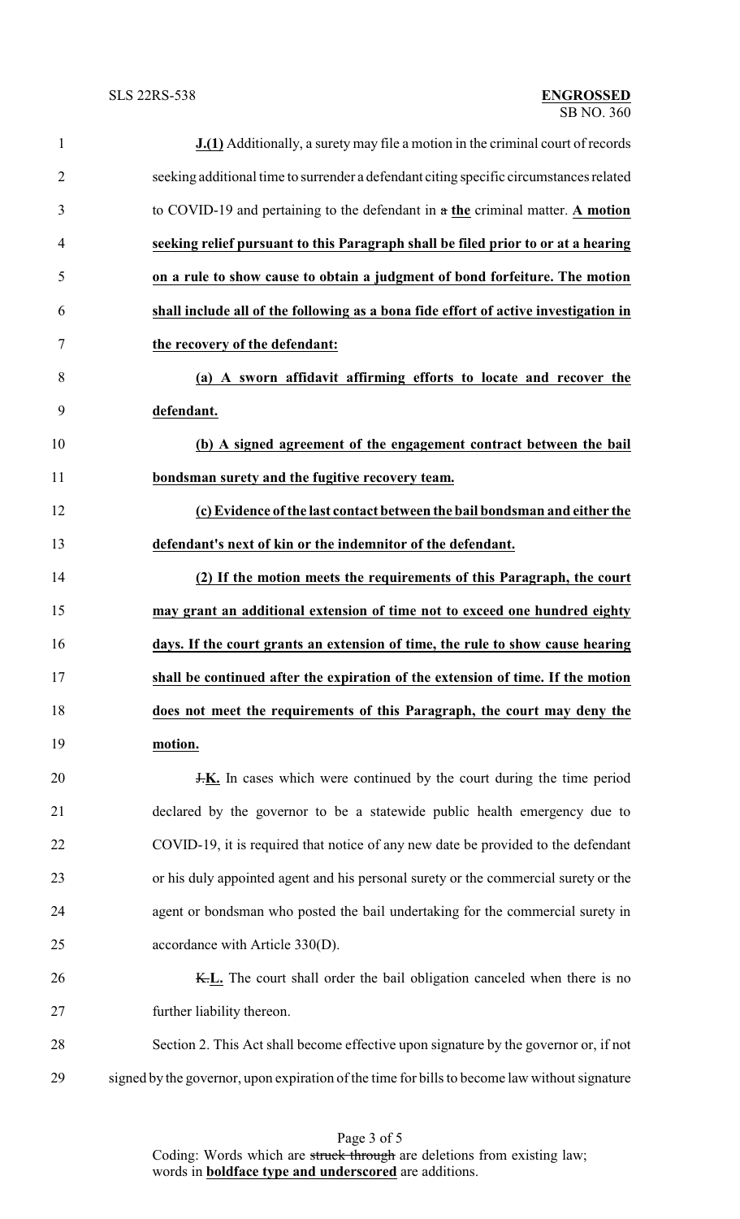**J.(1)** Additionally, a surety may file a motion in the criminal court of records seeking additional time to surrender a defendant citing specific circumstances related to COVID-19 and pertaining to the defendant in ~~a~~ **the** criminal matter. **A motion seeking relief pursuant to this Paragraph shall be filed prior to or at a hearing on a rule to show cause to obtain a judgment of bond forfeiture. The motion shall include all of the following as a bona fide effort of active investigation in the recovery of the defendant:**

**(a) A sworn affidavit affirming efforts to locate and recover the defendant.**

**(b) A signed agreement of the engagement contract between the bail bondsman surety and the fugitive recovery team.**

**(c) Evidence of the last contact between the bail bondsman and either the defendant's next of kin or the indemnitor of the defendant.**

**(2) If the motion meets the requirements of this Paragraph, the court may grant an additional extension of time not to exceed one hundred eighty days. If the court grants an extension of time, the rule to show cause hearing shall be continued after the expiration of the extension of time. If the motion does not meet the requirements of this Paragraph, the court may deny the motion.**

~~J.~~**K.** In cases which were continued by the court during the time period declared by the governor to be a statewide public health emergency due to COVID-19, it is required that notice of any new date be provided to the defendant or his duly appointed agent and his personal surety or the commercial surety or the agent or bondsman who posted the bail undertaking for the commercial surety in accordance with Article 330(D).

~~K.~~**L.** The court shall order the bail obligation canceled when there is no further liability thereon.

Section 2. This Act shall become effective upon signature by the governor or, if not signed by the governor, upon expiration of the time for bills to become law without signature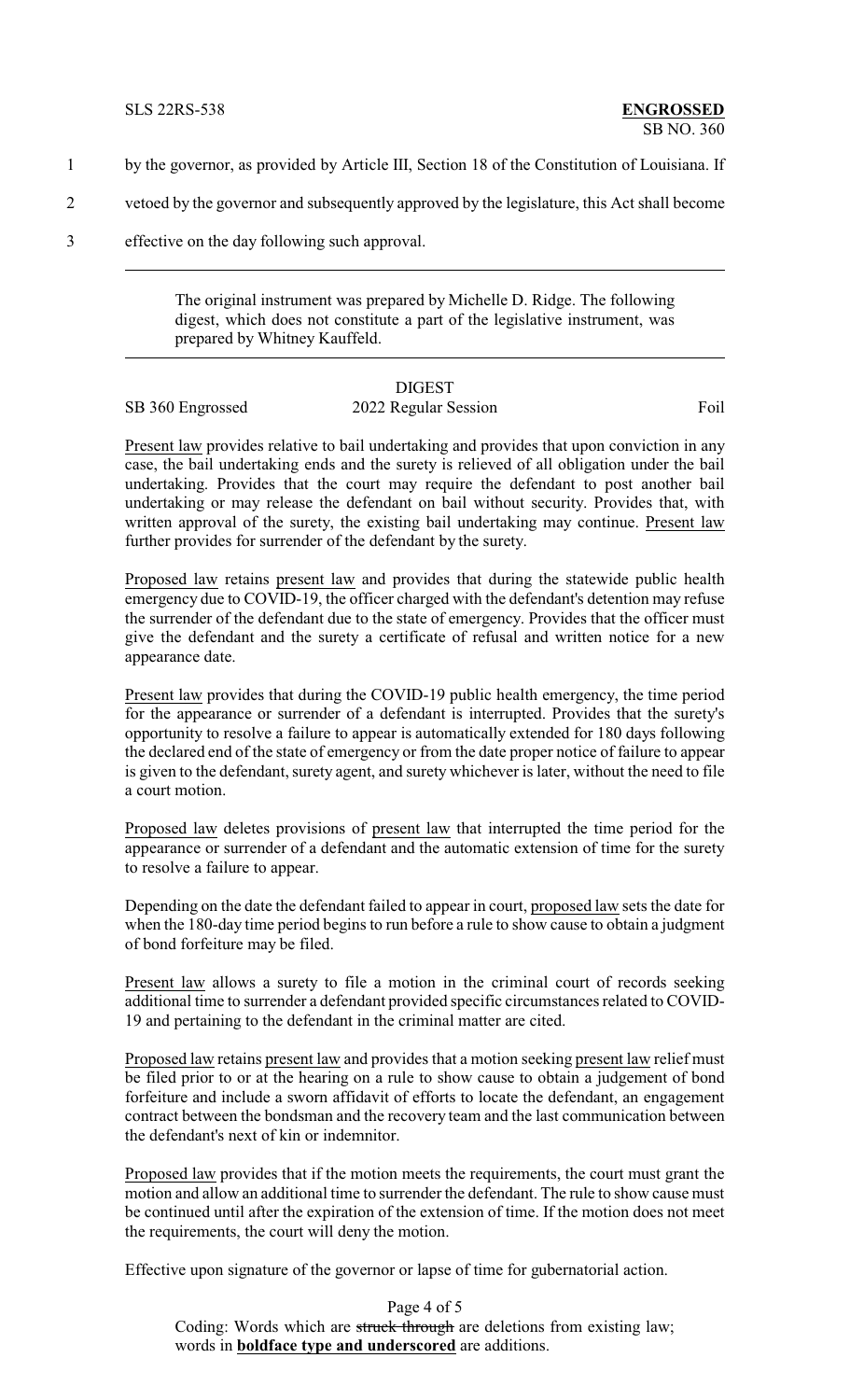by the governor, as provided by Article III, Section 18 of the Constitution of Louisiana. If vetoed by the governor and subsequently approved by the legislature, this Act shall become effective on the day following such approval.

---

The original instrument was prepared by Michelle D. Ridge. The following digest, which does not constitute a part of the legislative instrument, was prepared by Whitney Kauffeld.

---

DIGEST

SB 360 Engrossed 2022 Regular Session Foil

Present law provides relative to bail undertaking and provides that upon conviction in any case, the bail undertaking ends and the surety is relieved of all obligation under the bail undertaking. Provides that the court may require the defendant to post another bail undertaking or may release the defendant on bail without security. Provides that, with written approval of the surety, the existing bail undertaking may continue. Present law further provides for surrender of the defendant by the surety.

Proposed law retains present law and provides that during the statewide public health emergency due to COVID-19, the officer charged with the defendant's detention may refuse the surrender of the defendant due to the state of emergency. Provides that the officer must give the defendant and the surety a certificate of refusal and written notice for a new appearance date.

Present law provides that during the COVID-19 public health emergency, the time period for the appearance or surrender of a defendant is interrupted. Provides that the surety's opportunity to resolve a failure to appear is automatically extended for 180 days following the declared end of the state of emergency or from the date proper notice of failure to appear is given to the defendant, surety agent, and surety whichever is later, without the need to file a court motion.

Proposed law deletes provisions of present law that interrupted the time period for the appearance or surrender of a defendant and the automatic extension of time for the surety to resolve a failure to appear.

Depending on the date the defendant failed to appear in court, proposed law sets the date for when the 180-day time period begins to run before a rule to show cause to obtain a judgment of bond forfeiture may be filed.

Present law allows a surety to file a motion in the criminal court of records seeking additional time to surrender a defendant provided specific circumstances related to COVID-19 and pertaining to the defendant in the criminal matter are cited.

Proposed law retains present law and provides that a motion seeking present law relief must be filed prior to or at the hearing on a rule to show cause to obtain a judgement of bond forfeiture and include a sworn affidavit of efforts to locate the defendant, an engagement contract between the bondsman and the recovery team and the last communication between the defendant's next of kin or indemnitor.

Proposed law provides that if the motion meets the requirements, the court must grant the motion and allow an additional time to surrender the defendant. The rule to show cause must be continued until after the expiration of the extension of time. If the motion does not meet the requirements, the court will deny the motion.

Effective upon signature of the governor or lapse of time for gubernatorial action.

Coding: Words which are ~~struck through~~ are deletions from existing law; words in **boldface type and underscored** are additions.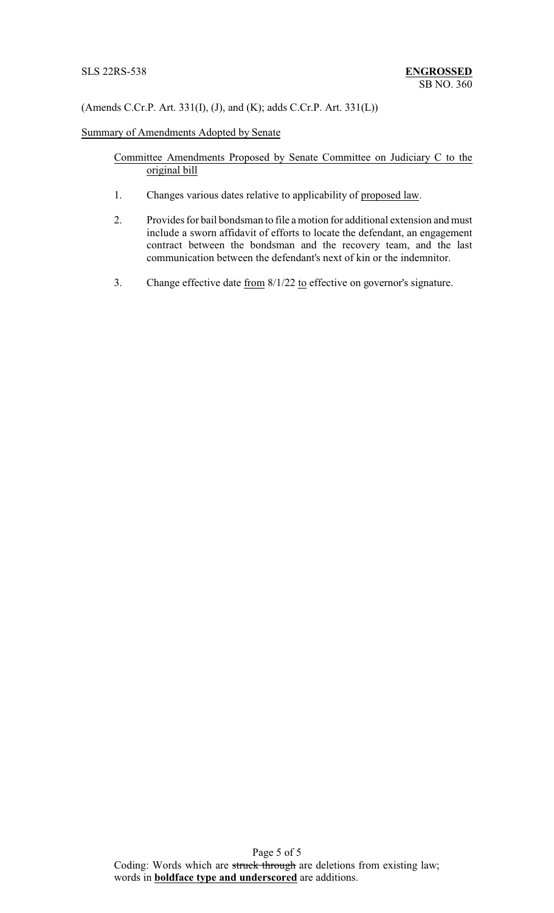SLS 22RS-538 **ENGROSSED**
SB NO. 360

(Amends C.Cr.P. Art. 331(I), (J), and (K); adds C.Cr.P. Art. 331(L))

Summary of Amendments Adopted by Senate

Committee Amendments Proposed by Senate Committee on Judiciary C to the original bill

1. Changes various dates relative to applicability of proposed law.

2. Provides for bail bondsman to file a motion for additional extension and must include a sworn affidavit of efforts to locate the defendant, an engagement contract between the bondsman and the recovery team, and the last communication between the defendant's next of kin or the indemnitor.

3. Change effective date from 8/1/22 to effective on governor's signature.

Coding: Words which are ~~struck through~~ are deletions from existing law; words in **boldface type and underscored** are additions.